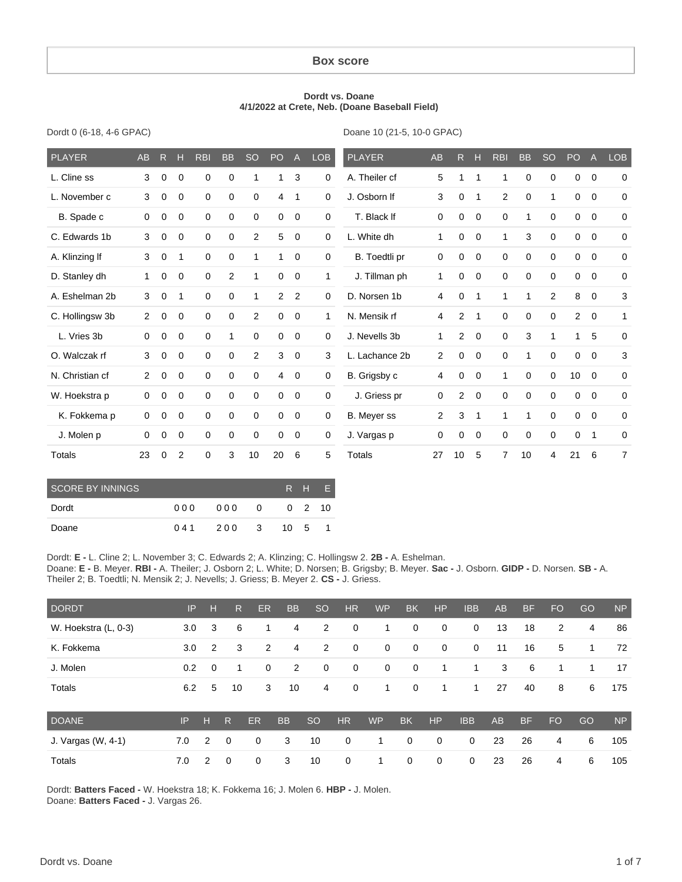## Box score

**Dordt vs. Doane**
**4/1/2022 at Crete, Neb. (Doane Baseball Field)**

Dordt 0 (6-18, 4-6 GPAC)

| PLAYER | AB | R | H | RBI | BB | SO | PO | A | LOB |
|---|---|---|---|---|---|---|---|---|---|
| L. Cline ss | 3 | 0 | 0 | 0 | 0 | 1 | 1 | 3 | 0 |
| L. November c | 3 | 0 | 0 | 0 | 0 | 0 | 4 | 1 | 0 |
| B. Spade c | 0 | 0 | 0 | 0 | 0 | 0 | 0 | 0 | 0 |
| C. Edwards 1b | 3 | 0 | 0 | 0 | 0 | 2 | 5 | 0 | 0 |
| A. Klinzing lf | 3 | 0 | 1 | 0 | 0 | 1 | 1 | 0 | 0 |
| D. Stanley dh | 1 | 0 | 0 | 0 | 2 | 1 | 0 | 0 | 1 |
| A. Eshelman 2b | 3 | 0 | 1 | 0 | 0 | 1 | 2 | 2 | 0 |
| C. Hollingsw 3b | 2 | 0 | 0 | 0 | 0 | 2 | 0 | 0 | 1 |
| L. Vries 3b | 0 | 0 | 0 | 0 | 1 | 0 | 0 | 0 | 0 |
| O. Walczak rf | 3 | 0 | 0 | 0 | 0 | 2 | 3 | 0 | 3 |
| N. Christian cf | 2 | 0 | 0 | 0 | 0 | 0 | 4 | 0 | 0 |
| W. Hoekstra p | 0 | 0 | 0 | 0 | 0 | 0 | 0 | 0 | 0 |
| K. Fokkema p | 0 | 0 | 0 | 0 | 0 | 0 | 0 | 0 | 0 |
| J. Molen p | 0 | 0 | 0 | 0 | 0 | 0 | 0 | 0 | 0 |
| Totals | 23 | 0 | 2 | 0 | 3 | 10 | 20 | 6 | 5 |

Doane 10 (21-5, 10-0 GPAC)

| PLAYER | AB | R | H | RBI | BB | SO | PO | A | LOB |
|---|---|---|---|---|---|---|---|---|---|
| A. Theiler cf | 5 | 1 | 1 | 1 | 0 | 0 | 0 | 0 | 0 |
| J. Osborn lf | 3 | 0 | 1 | 2 | 0 | 1 | 0 | 0 | 0 |
| T. Black lf | 0 | 0 | 0 | 0 | 1 | 0 | 0 | 0 | 0 |
| L. White dh | 1 | 0 | 0 | 1 | 3 | 0 | 0 | 0 | 0 |
| B. Toedtli pr | 0 | 0 | 0 | 0 | 0 | 0 | 0 | 0 | 0 |
| J. Tillman ph | 1 | 0 | 0 | 0 | 0 | 0 | 0 | 0 | 0 |
| D. Norsen 1b | 4 | 0 | 1 | 1 | 1 | 2 | 8 | 0 | 3 |
| N. Mensik rf | 4 | 2 | 1 | 0 | 0 | 0 | 2 | 0 | 1 |
| J. Nevells 3b | 1 | 2 | 0 | 0 | 3 | 1 | 1 | 5 | 0 |
| L. Lachance 2b | 2 | 0 | 0 | 0 | 1 | 0 | 0 | 0 | 3 |
| B. Grigsby c | 4 | 0 | 0 | 1 | 0 | 0 | 10 | 0 | 0 |
| J. Griess pr | 0 | 2 | 0 | 0 | 0 | 0 | 0 | 0 | 0 |
| B. Meyer ss | 2 | 3 | 1 | 1 | 1 | 0 | 0 | 0 | 0 |
| J. Vargas p | 0 | 0 | 0 | 0 | 0 | 0 | 0 | 1 | 0 |
| Totals | 27 | 10 | 5 | 7 | 10 | 4 | 21 | 6 | 7 |

| SCORE BY INNINGS | | | | R | H | E |
|---|---|---|---|---|---|---|
| Dordt | 000 | 000 | 0 | 0 | 2 | 10 |
| Doane | 041 | 200 | 3 | 10 | 5 | 1 |

Dordt: **E -** L. Cline 2; L. November 3; C. Edwards 2; A. Klinzing; C. Hollingsw 2. **2B -** A. Eshelman.
Doane: **E -** B. Meyer. **RBI -** A. Theiler; J. Osborn 2; L. White; D. Norsen; B. Grigsby; B. Meyer. **Sac -** J. Osborn. **GIDP -** D. Norsen. **SB -** A. Theiler 2; B. Toedtli; N. Mensik 2; J. Nevells; J. Griess; B. Meyer 2. **CS -** J. Griess.

| DORDT | IP | H | R | ER | BB | SO | HR | WP | BK | HP | IBB | AB | BF | FO | GO | NP |
|---|---|---|---|---|---|---|---|---|---|---|---|---|---|---|---|---|
| W. Hoekstra (L, 0-3) | 3.0 | 3 | 6 | 1 | 4 | 2 | 0 | 1 | 0 | 0 | 0 | 13 | 18 | 2 | 4 | 86 |
| K. Fokkema | 3.0 | 2 | 3 | 2 | 4 | 2 | 0 | 0 | 0 | 0 | 0 | 11 | 16 | 5 | 1 | 72 |
| J. Molen | 0.2 | 0 | 1 | 0 | 2 | 0 | 0 | 0 | 0 | 1 | 1 | 3 | 6 | 1 | 1 | 17 |
| Totals | 6.2 | 5 | 10 | 3 | 10 | 4 | 0 | 1 | 0 | 1 | 1 | 27 | 40 | 8 | 6 | 175 |

| DOANE | IP | H | R | ER | BB | SO | HR | WP | BK | HP | IBB | AB | BF | FO | GO | NP |
|---|---|---|---|---|---|---|---|---|---|---|---|---|---|---|---|---|
| J. Vargas (W, 4-1) | 7.0 | 2 | 0 | 0 | 3 | 10 | 0 | 1 | 0 | 0 | 0 | 23 | 26 | 4 | 6 | 105 |
| Totals | 7.0 | 2 | 0 | 0 | 3 | 10 | 0 | 1 | 0 | 0 | 0 | 23 | 26 | 4 | 6 | 105 |

Dordt: **Batters Faced -** W. Hoekstra 18; K. Fokkema 16; J. Molen 6. **HBP -** J. Molen.
Doane: **Batters Faced -** J. Vargas 26.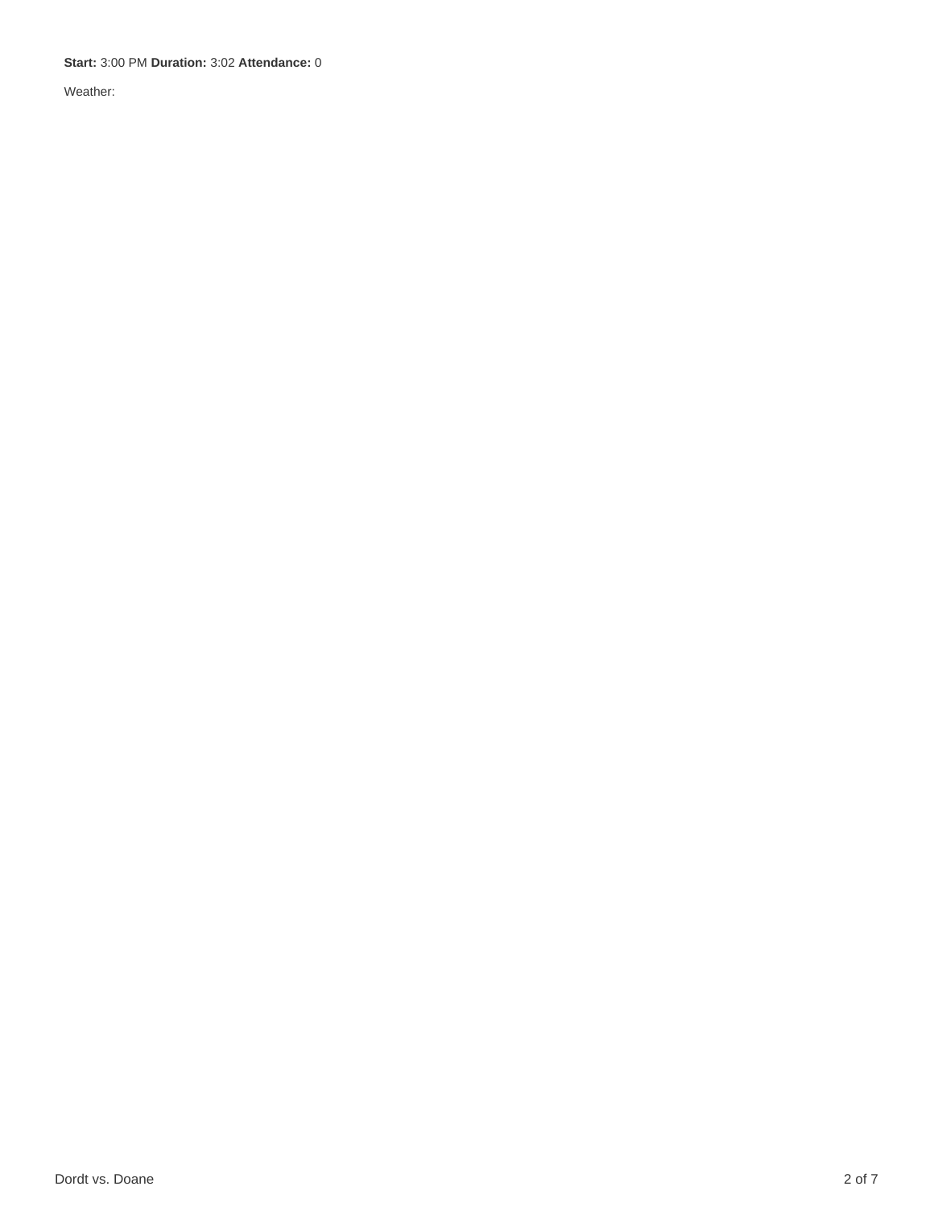**Start:** 3:00 PM **Duration:** 3:02 **Attendance:** 0

Weather: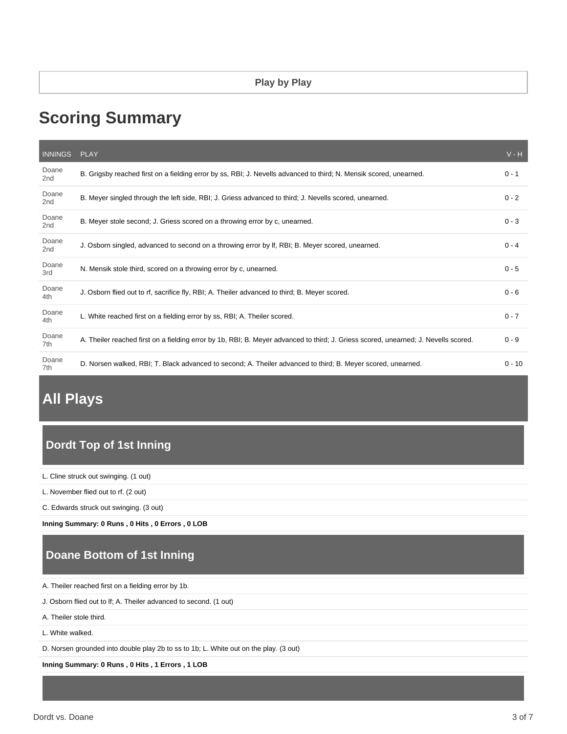Play by Play

## Scoring Summary

| INNINGS | PLAY | V - H |
|---|---|---|
| Doane 2nd | B. Grigsby reached first on a fielding error by ss, RBI; J. Nevells advanced to third; N. Mensik scored, unearned. | 0 - 1 |
| Doane 2nd | B. Meyer singled through the left side, RBI; J. Griess advanced to third; J. Nevells scored, unearned. | 0 - 2 |
| Doane 2nd | B. Meyer stole second; J. Griess scored on a throwing error by c, unearned. | 0 - 3 |
| Doane 2nd | J. Osborn singled, advanced to second on a throwing error by lf, RBI; B. Meyer scored, unearned. | 0 - 4 |
| Doane 3rd | N. Mensik stole third, scored on a throwing error by c, unearned. | 0 - 5 |
| Doane 4th | J. Osborn flied out to rf, sacrifice fly, RBI; A. Theiler advanced to third; B. Meyer scored. | 0 - 6 |
| Doane 4th | L. White reached first on a fielding error by ss, RBI; A. Theiler scored. | 0 - 7 |
| Doane 7th | A. Theiler reached first on a fielding error by 1b, RBI; B. Meyer advanced to third; J. Griess scored, unearned; J. Nevells scored. | 0 - 9 |
| Doane 7th | D. Norsen walked, RBI; T. Black advanced to second; A. Theiler advanced to third; B. Meyer scored, unearned. | 0 - 10 |

## All Plays

### Dordt Top of 1st Inning

L. Cline struck out swinging. (1 out)

L. November flied out to rf. (2 out)

C. Edwards struck out swinging. (3 out)

**Inning Summary: 0 Runs , 0 Hits , 0 Errors , 0 LOB**

### Doane Bottom of 1st Inning

A. Theiler reached first on a fielding error by 1b.

J. Osborn flied out to lf; A. Theiler advanced to second. (1 out)

A. Theiler stole third.

L. White walked.

D. Norsen grounded into double play 2b to ss to 1b; L. White out on the play. (3 out)

**Inning Summary: 0 Runs , 0 Hits , 1 Errors , 1 LOB**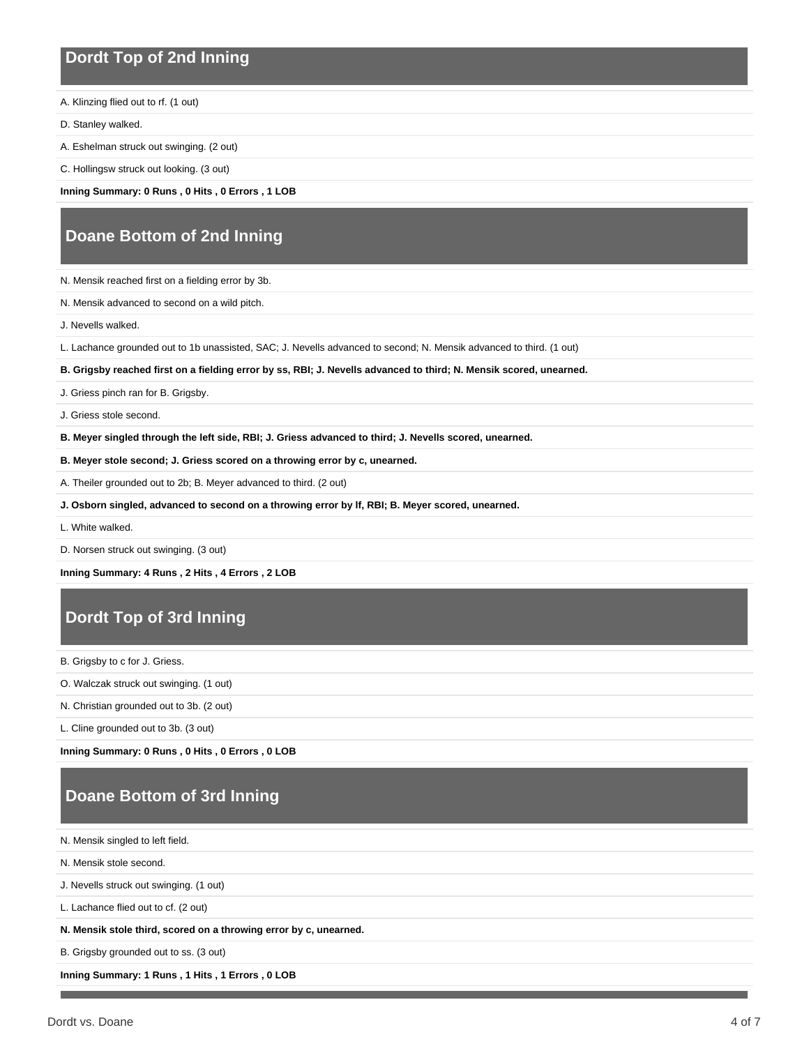## Dordt Top of 2nd Inning

A. Klinzing flied out to rf. (1 out)

D. Stanley walked.

A. Eshelman struck out swinging. (2 out)

C. Hollingsw struck out looking. (3 out)

**Inning Summary: 0 Runs , 0 Hits , 0 Errors , 1 LOB**

## Doane Bottom of 2nd Inning

N. Mensik reached first on a fielding error by 3b.

N. Mensik advanced to second on a wild pitch.

J. Nevells walked.

L. Lachance grounded out to 1b unassisted, SAC; J. Nevells advanced to second; N. Mensik advanced to third. (1 out)

**B. Grigsby reached first on a fielding error by ss, RBI; J. Nevells advanced to third; N. Mensik scored, unearned.**

J. Griess pinch ran for B. Grigsby.

J. Griess stole second.

**B. Meyer singled through the left side, RBI; J. Griess advanced to third; J. Nevells scored, unearned.**

**B. Meyer stole second; J. Griess scored on a throwing error by c, unearned.**

A. Theiler grounded out to 2b; B. Meyer advanced to third. (2 out)

**J. Osborn singled, advanced to second on a throwing error by lf, RBI; B. Meyer scored, unearned.**

L. White walked.

D. Norsen struck out swinging. (3 out)

**Inning Summary: 4 Runs , 2 Hits , 4 Errors , 2 LOB**

## Dordt Top of 3rd Inning

B. Grigsby to c for J. Griess.

O. Walczak struck out swinging. (1 out)

N. Christian grounded out to 3b. (2 out)

L. Cline grounded out to 3b. (3 out)

**Inning Summary: 0 Runs , 0 Hits , 0 Errors , 0 LOB**

## Doane Bottom of 3rd Inning

N. Mensik singled to left field.

N. Mensik stole second.

J. Nevells struck out swinging. (1 out)

L. Lachance flied out to cf. (2 out)

**N. Mensik stole third, scored on a throwing error by c, unearned.**

B. Grigsby grounded out to ss. (3 out)

**Inning Summary: 1 Runs , 1 Hits , 1 Errors , 0 LOB**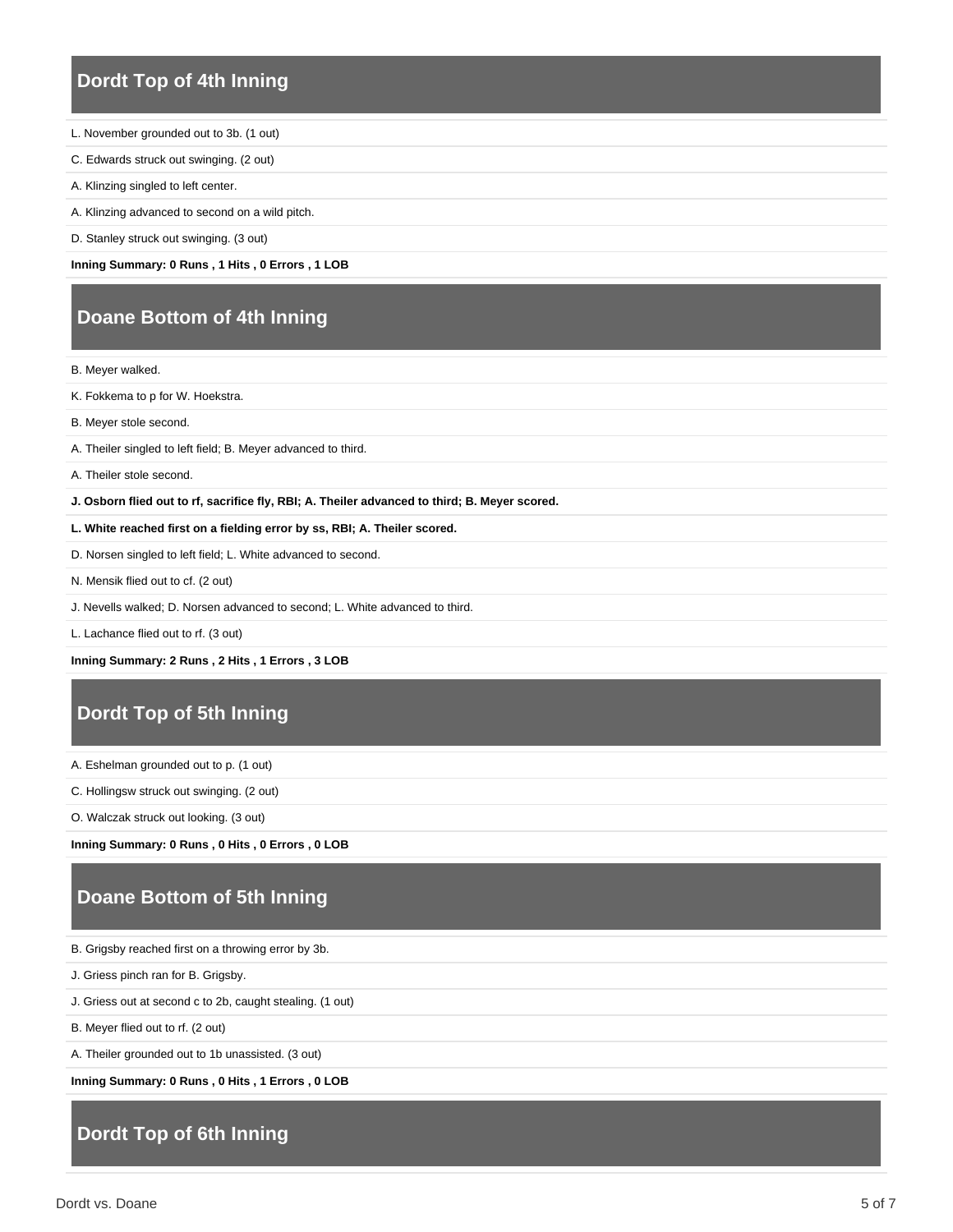## Dordt Top of 4th Inning

L. November grounded out to 3b. (1 out)

C. Edwards struck out swinging. (2 out)

A. Klinzing singled to left center.

A. Klinzing advanced to second on a wild pitch.

D. Stanley struck out swinging. (3 out)

**Inning Summary: 0 Runs , 1 Hits , 0 Errors , 1 LOB**

## Doane Bottom of 4th Inning

B. Meyer walked.

K. Fokkema to p for W. Hoekstra.

B. Meyer stole second.

A. Theiler singled to left field; B. Meyer advanced to third.

A. Theiler stole second.

**J. Osborn flied out to rf, sacrifice fly, RBI; A. Theiler advanced to third; B. Meyer scored.**

**L. White reached first on a fielding error by ss, RBI; A. Theiler scored.**

D. Norsen singled to left field; L. White advanced to second.

N. Mensik flied out to cf. (2 out)

J. Nevells walked; D. Norsen advanced to second; L. White advanced to third.

L. Lachance flied out to rf. (3 out)

**Inning Summary: 2 Runs , 2 Hits , 1 Errors , 3 LOB**

## Dordt Top of 5th Inning

A. Eshelman grounded out to p. (1 out)

C. Hollingsw struck out swinging. (2 out)

O. Walczak struck out looking. (3 out)

**Inning Summary: 0 Runs , 0 Hits , 0 Errors , 0 LOB**

## Doane Bottom of 5th Inning

B. Grigsby reached first on a throwing error by 3b.

J. Griess pinch ran for B. Grigsby.

J. Griess out at second c to 2b, caught stealing. (1 out)

B. Meyer flied out to rf. (2 out)

A. Theiler grounded out to 1b unassisted. (3 out)

**Inning Summary: 0 Runs , 0 Hits , 1 Errors , 0 LOB**

## Dordt Top of 6th Inning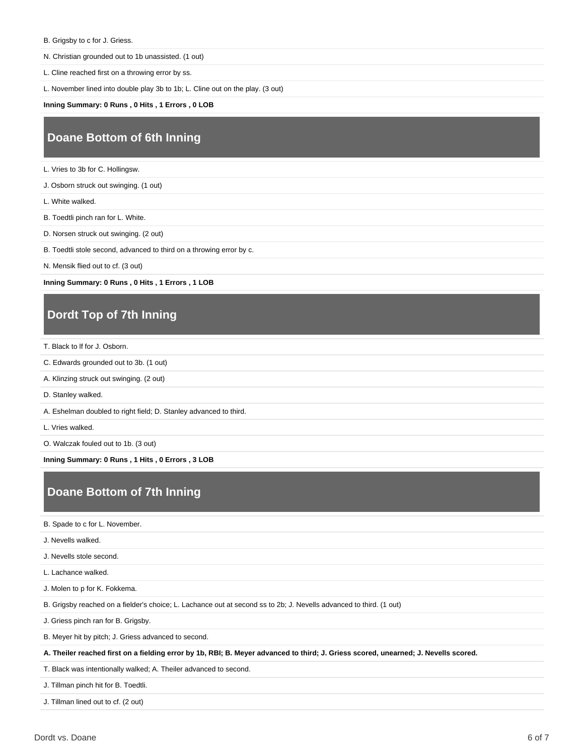B. Grigsby to c for J. Griess.

N. Christian grounded out to 1b unassisted. (1 out)

L. Cline reached first on a throwing error by ss.

L. November lined into double play 3b to 1b; L. Cline out on the play. (3 out)

**Inning Summary: 0 Runs , 0 Hits , 1 Errors , 0 LOB**

## Doane Bottom of 6th Inning

L. Vries to 3b for C. Hollingsw.

J. Osborn struck out swinging. (1 out)

L. White walked.

B. Toedtli pinch ran for L. White.

D. Norsen struck out swinging. (2 out)

B. Toedtli stole second, advanced to third on a throwing error by c.

N. Mensik flied out to cf. (3 out)

**Inning Summary: 0 Runs , 0 Hits , 1 Errors , 1 LOB**

## Dordt Top of 7th Inning

T. Black to lf for J. Osborn.

C. Edwards grounded out to 3b. (1 out)

A. Klinzing struck out swinging. (2 out)

D. Stanley walked.

A. Eshelman doubled to right field; D. Stanley advanced to third.

L. Vries walked.

O. Walczak fouled out to 1b. (3 out)

**Inning Summary: 0 Runs , 1 Hits , 0 Errors , 3 LOB**

## Doane Bottom of 7th Inning

B. Spade to c for L. November.

J. Nevells walked.

J. Nevells stole second.

L. Lachance walked.

J. Molen to p for K. Fokkema.

B. Grigsby reached on a fielder's choice; L. Lachance out at second ss to 2b; J. Nevells advanced to third. (1 out)

J. Griess pinch ran for B. Grigsby.

B. Meyer hit by pitch; J. Griess advanced to second.

**A. Theiler reached first on a fielding error by 1b, RBI; B. Meyer advanced to third; J. Griess scored, unearned; J. Nevells scored.**

T. Black was intentionally walked; A. Theiler advanced to second.

J. Tillman pinch hit for B. Toedtli.

J. Tillman lined out to cf. (2 out)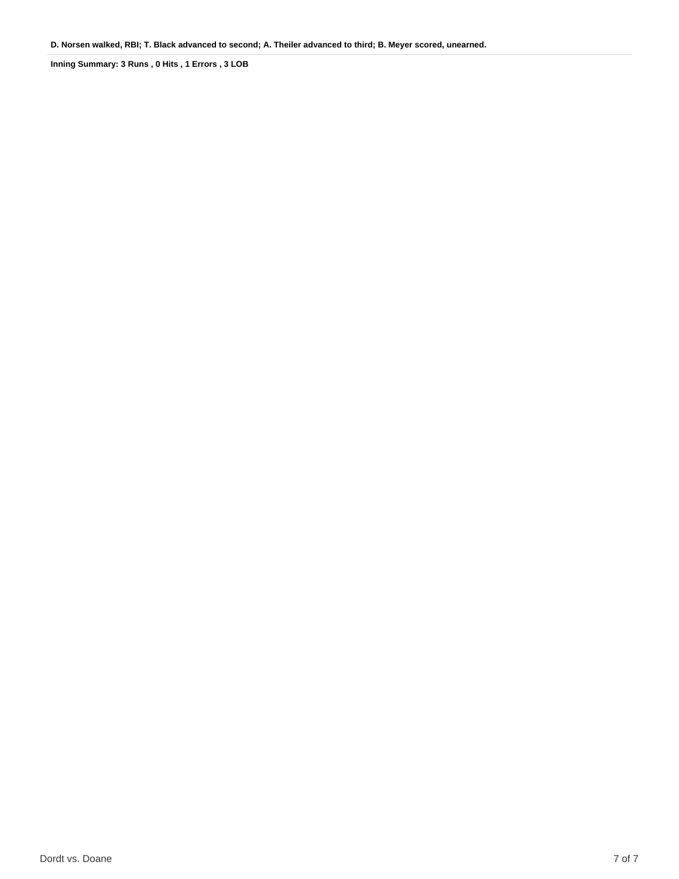**D. Norsen walked, RBI; T. Black advanced to second; A. Theiler advanced to third; B. Meyer scored, unearned.**

**Inning Summary: 3 Runs , 0 Hits , 1 Errors , 3 LOB**